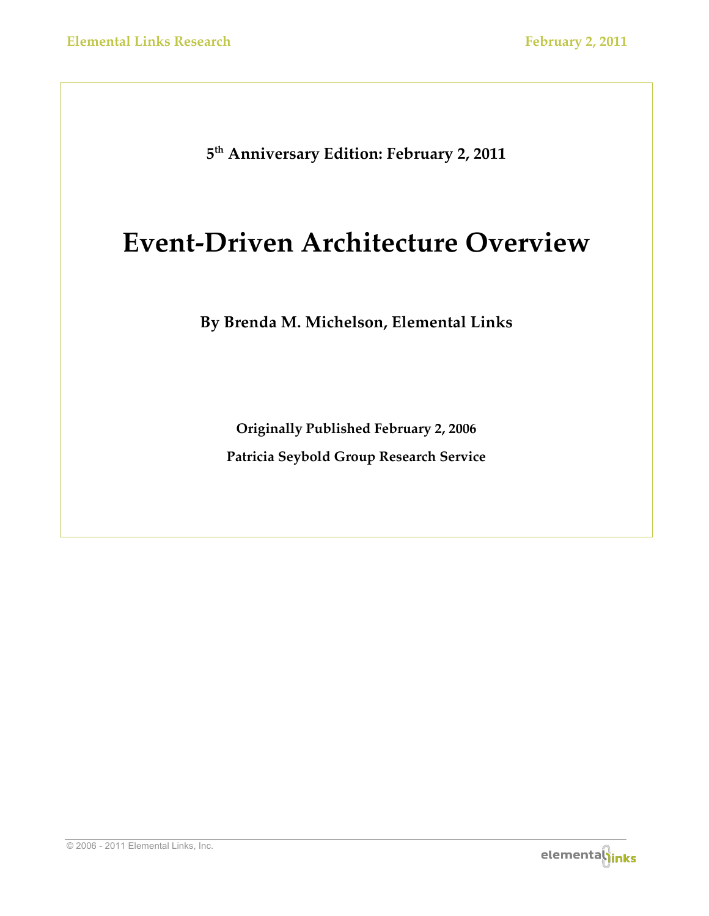**5th Anniversary Edition: February 2, 2011**

# Event-Driven Architecture Overview

**By Brenda M. Michelson, Elemental Links**

**Originally Published February 2, 2006**

**Patricia Seybold Group Research Service**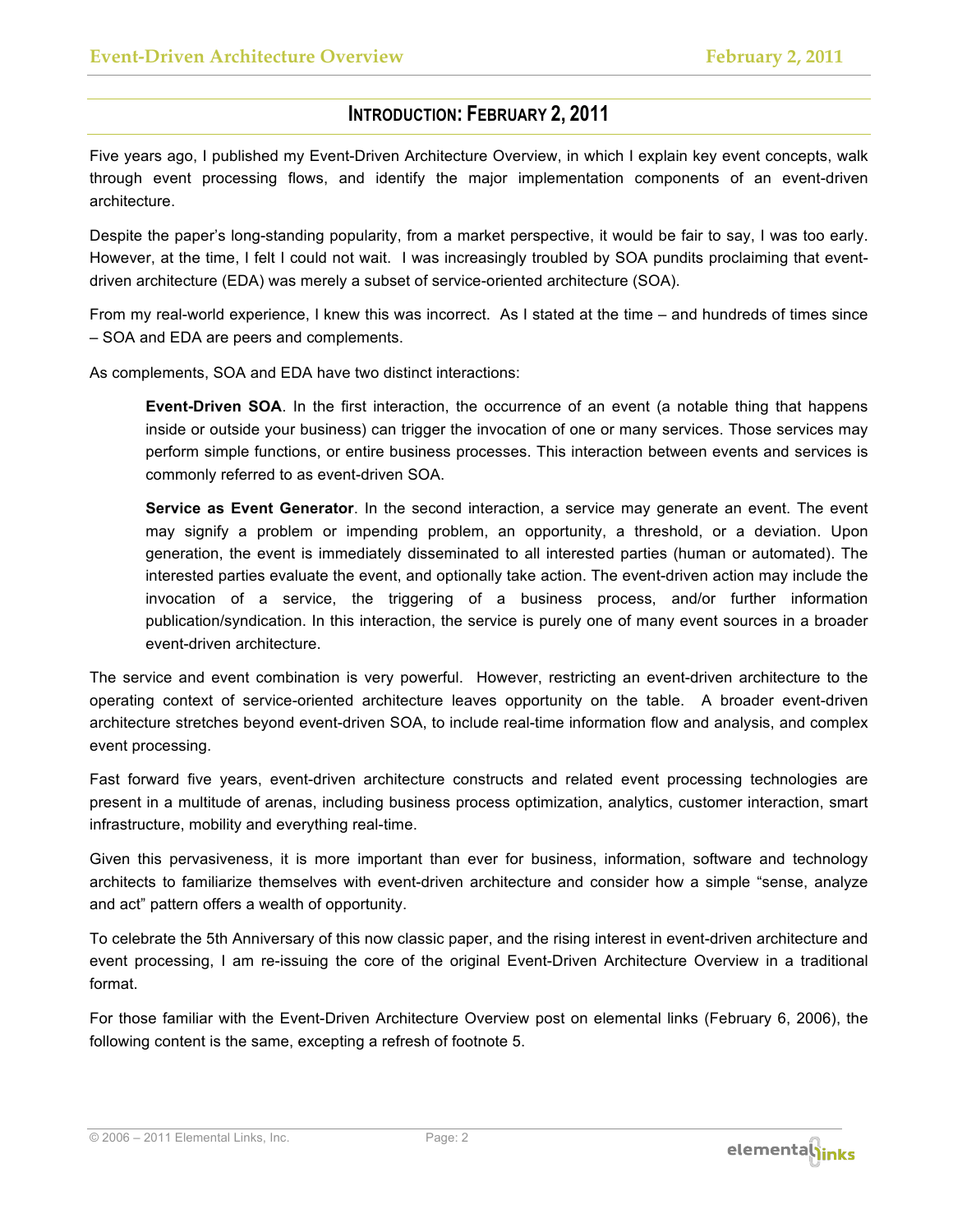## INTRODUCTION: FEBRUARY 2, 2011

Five years ago, I published my Event-Driven Architecture Overview, in which I explain key event concepts, walk through event processing flows, and identify the major implementation components of an event-driven architecture.

Despite the paper's long-standing popularity, from a market perspective, it would be fair to say, I was too early. However, at the time, I felt I could not wait. I was increasingly troubled by SOA pundits proclaiming that event-driven architecture (EDA) was merely a subset of service-oriented architecture (SOA).

From my real-world experience, I knew this was incorrect. As I stated at the time – and hundreds of times since – SOA and EDA are peers and complements.

As complements, SOA and EDA have two distinct interactions:

> **Event-Driven SOA**. In the first interaction, the occurrence of an event (a notable thing that happens inside or outside your business) can trigger the invocation of one or many services. Those services may perform simple functions, or entire business processes. This interaction between events and services is commonly referred to as event-driven SOA.
>
> **Service as Event Generator**. In the second interaction, a service may generate an event. The event may signify a problem or impending problem, an opportunity, a threshold, or a deviation. Upon generation, the event is immediately disseminated to all interested parties (human or automated). The interested parties evaluate the event, and optionally take action. The event-driven action may include the invocation of a service, the triggering of a business process, and/or further information publication/syndication. In this interaction, the service is purely one of many event sources in a broader event-driven architecture.

The service and event combination is very powerful. However, restricting an event-driven architecture to the operating context of service-oriented architecture leaves opportunity on the table. A broader event-driven architecture stretches beyond event-driven SOA, to include real-time information flow and analysis, and complex event processing.

Fast forward five years, event-driven architecture constructs and related event processing technologies are present in a multitude of arenas, including business process optimization, analytics, customer interaction, smart infrastructure, mobility and everything real-time.

Given this pervasiveness, it is more important than ever for business, information, software and technology architects to familiarize themselves with event-driven architecture and consider how a simple "sense, analyze and act" pattern offers a wealth of opportunity.

To celebrate the 5th Anniversary of this now classic paper, and the rising interest in event-driven architecture and event processing, I am re-issuing the core of the original Event-Driven Architecture Overview in a traditional format.

For those familiar with the Event-Driven Architecture Overview post on elemental links (February 6, 2006), the following content is the same, excepting a refresh of footnote 5.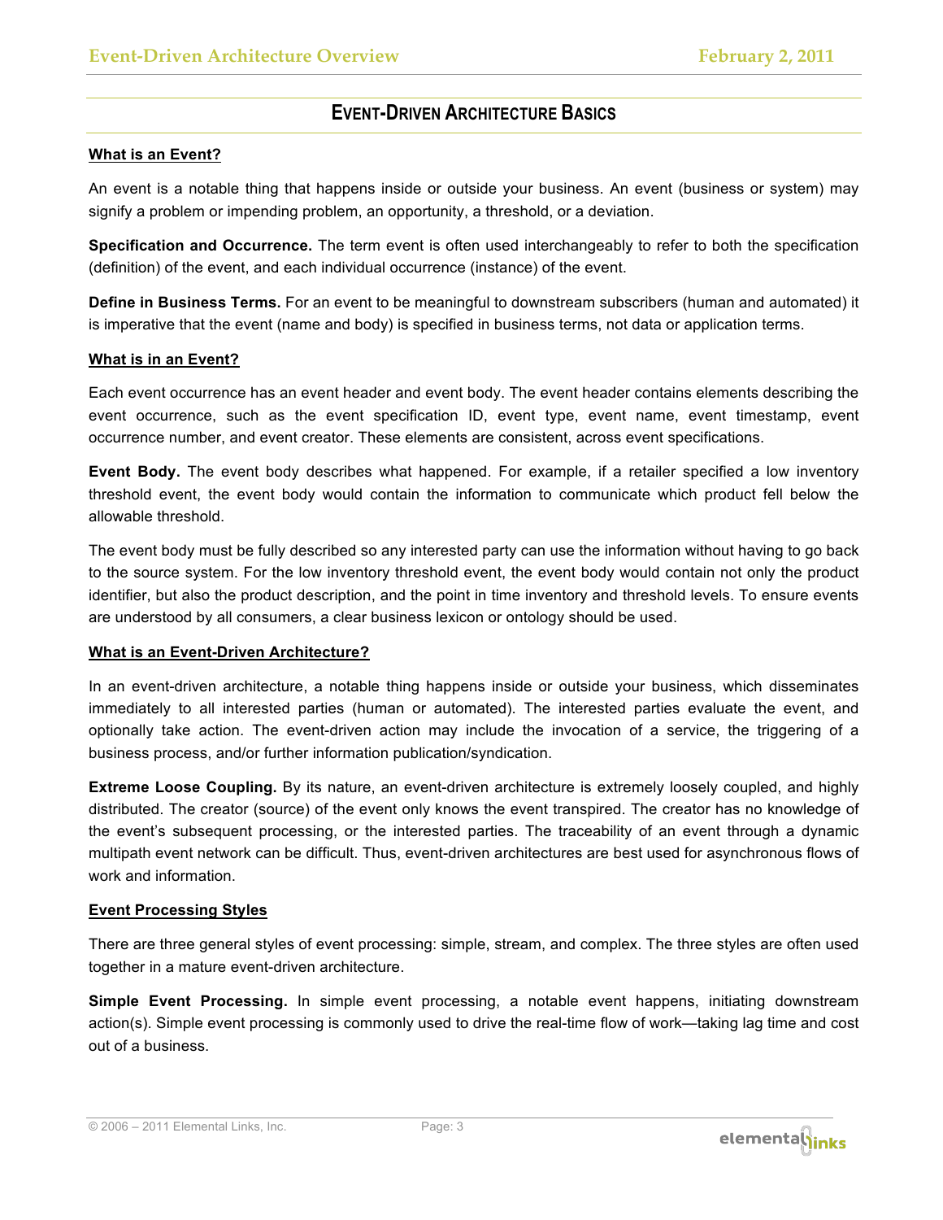## Event-Driven Architecture Basics

### What is an Event?

An event is a notable thing that happens inside or outside your business. An event (business or system) may signify a problem or impending problem, an opportunity, a threshold, or a deviation.

**Specification and Occurrence.** The term event is often used interchangeably to refer to both the specification (definition) of the event, and each individual occurrence (instance) of the event.

**Define in Business Terms.** For an event to be meaningful to downstream subscribers (human and automated) it is imperative that the event (name and body) is specified in business terms, not data or application terms.

### What is in an Event?

Each event occurrence has an event header and event body. The event header contains elements describing the event occurrence, such as the event specification ID, event type, event name, event timestamp, event occurrence number, and event creator. These elements are consistent, across event specifications.

**Event Body.** The event body describes what happened. For example, if a retailer specified a low inventory threshold event, the event body would contain the information to communicate which product fell below the allowable threshold.

The event body must be fully described so any interested party can use the information without having to go back to the source system. For the low inventory threshold event, the event body would contain not only the product identifier, but also the product description, and the point in time inventory and threshold levels. To ensure events are understood by all consumers, a clear business lexicon or ontology should be used.

### What is an Event-Driven Architecture?

In an event-driven architecture, a notable thing happens inside or outside your business, which disseminates immediately to all interested parties (human or automated). The interested parties evaluate the event, and optionally take action. The event-driven action may include the invocation of a service, the triggering of a business process, and/or further information publication/syndication.

**Extreme Loose Coupling.** By its nature, an event-driven architecture is extremely loosely coupled, and highly distributed. The creator (source) of the event only knows the event transpired. The creator has no knowledge of the event's subsequent processing, or the interested parties. The traceability of an event through a dynamic multipath event network can be difficult. Thus, event-driven architectures are best used for asynchronous flows of work and information.

### Event Processing Styles

There are three general styles of event processing: simple, stream, and complex. The three styles are often used together in a mature event-driven architecture.

**Simple Event Processing.** In simple event processing, a notable event happens, initiating downstream action(s). Simple event processing is commonly used to drive the real-time flow of work—taking lag time and cost out of a business.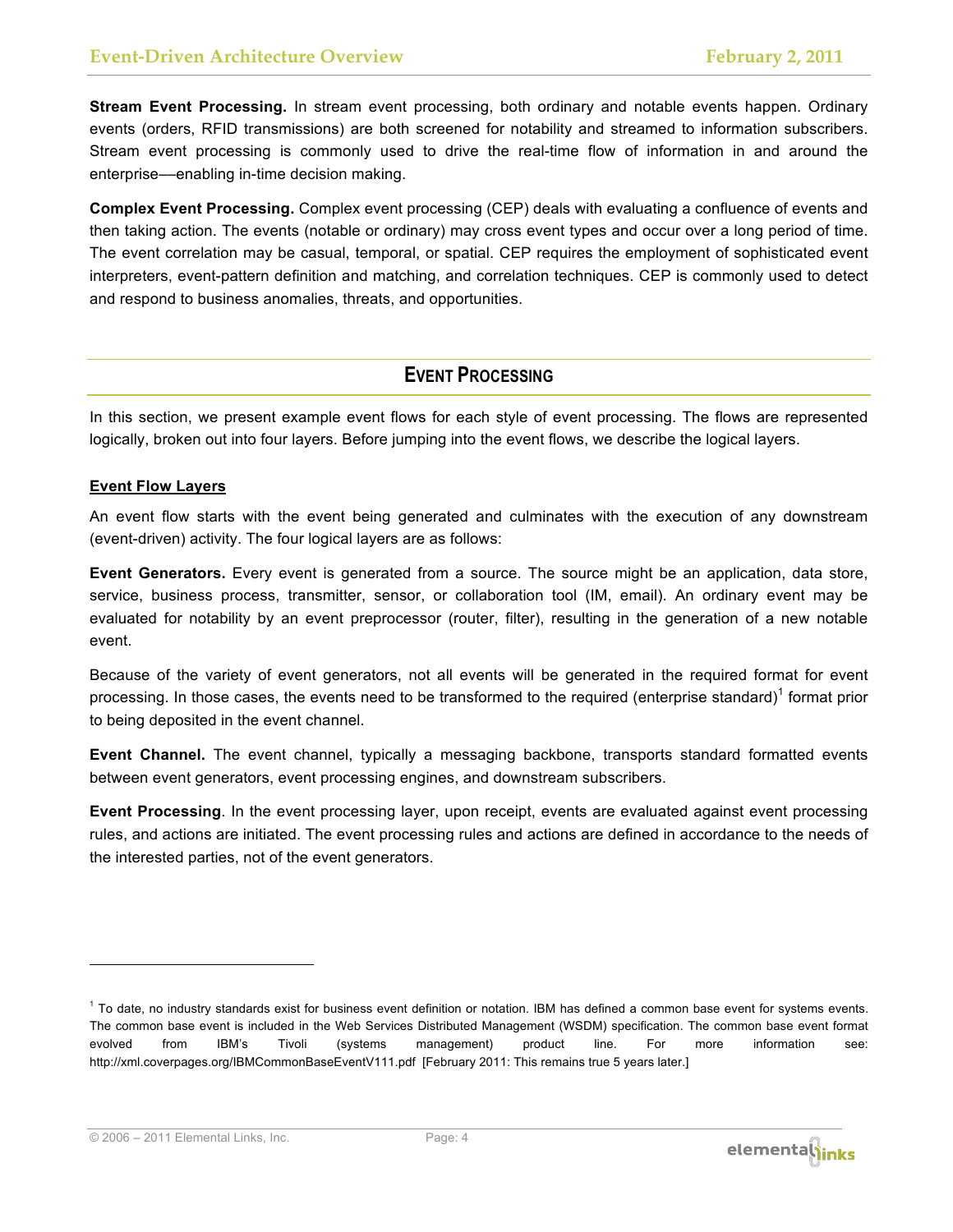**Stream Event Processing.** In stream event processing, both ordinary and notable events happen. Ordinary events (orders, RFID transmissions) are both screened for notability and streamed to information subscribers. Stream event processing is commonly used to drive the real-time flow of information in and around the enterprise––enabling in-time decision making.

**Complex Event Processing.** Complex event processing (CEP) deals with evaluating a confluence of events and then taking action. The events (notable or ordinary) may cross event types and occur over a long period of time. The event correlation may be casual, temporal, or spatial. CEP requires the employment of sophisticated event interpreters, event-pattern definition and matching, and correlation techniques. CEP is commonly used to detect and respond to business anomalies, threats, and opportunities.

## EVENT PROCESSING

In this section, we present example event flows for each style of event processing. The flows are represented logically, broken out into four layers. Before jumping into the event flows, we describe the logical layers.

### Event Flow Layers

An event flow starts with the event being generated and culminates with the execution of any downstream (event-driven) activity. The four logical layers are as follows:

**Event Generators.** Every event is generated from a source. The source might be an application, data store, service, business process, transmitter, sensor, or collaboration tool (IM, email). An ordinary event may be evaluated for notability by an event preprocessor (router, filter), resulting in the generation of a new notable event.

Because of the variety of event generators, not all events will be generated in the required format for event processing. In those cases, the events need to be transformed to the required (enterprise standard)[1] format prior to being deposited in the event channel.

**Event Channel.** The event channel, typically a messaging backbone, transports standard formatted events between event generators, event processing engines, and downstream subscribers.

**Event Processing**. In the event processing layer, upon receipt, events are evaluated against event processing rules, and actions are initiated. The event processing rules and actions are defined in accordance to the needs of the interested parties, not of the event generators.

---

[1] To date, no industry standards exist for business event definition or notation. IBM has defined a common base event for systems events. The common base event is included in the Web Services Distributed Management (WSDM) specification. The common base event format evolved from IBM's Tivoli (systems management) product line. For more information see: http://xml.coverpages.org/IBMCommonBaseEventV111.pdf [February 2011: This remains true 5 years later.]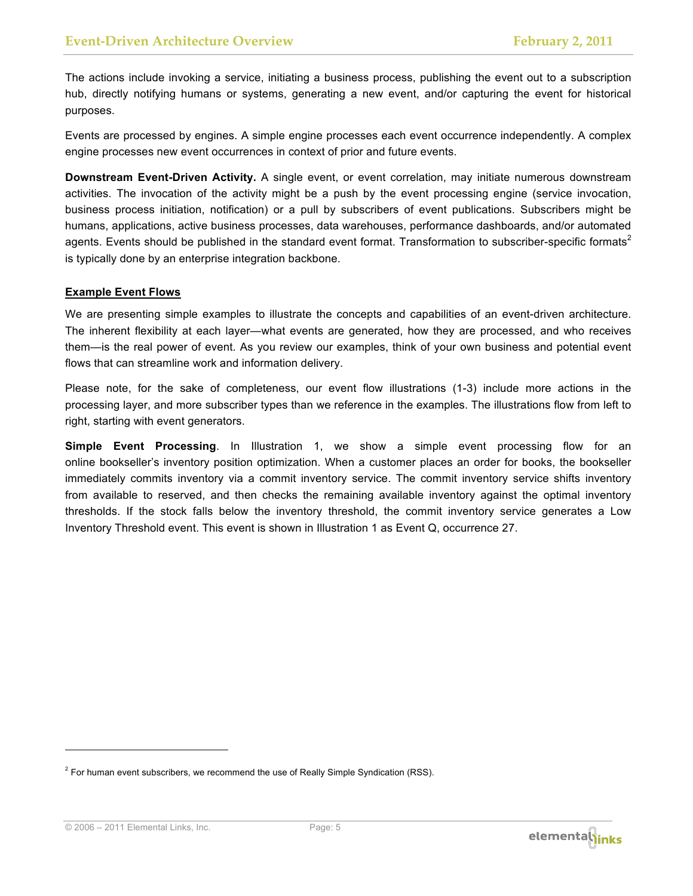The actions include invoking a service, initiating a business process, publishing the event out to a subscription hub, directly notifying humans or systems, generating a new event, and/or capturing the event for historical purposes.

Events are processed by engines. A simple engine processes each event occurrence independently. A complex engine processes new event occurrences in context of prior and future events.

**Downstream Event-Driven Activity.** A single event, or event correlation, may initiate numerous downstream activities. The invocation of the activity might be a push by the event processing engine (service invocation, business process initiation, notification) or a pull by subscribers of event publications. Subscribers might be humans, applications, active business processes, data warehouses, performance dashboards, and/or automated agents. Events should be published in the standard event format. Transformation to subscriber-specific formats[2] is typically done by an enterprise integration backbone.

**Example Event Flows**

We are presenting simple examples to illustrate the concepts and capabilities of an event-driven architecture. The inherent flexibility at each layer—what events are generated, how they are processed, and who receives them—is the real power of event. As you review our examples, think of your own business and potential event flows that can streamline work and information delivery.

Please note, for the sake of completeness, our event flow illustrations (1-3) include more actions in the processing layer, and more subscriber types than we reference in the examples. The illustrations flow from left to right, starting with event generators.

**Simple Event Processing**. In Illustration 1, we show a simple event processing flow for an online bookseller's inventory position optimization. When a customer places an order for books, the bookseller immediately commits inventory via a commit inventory service. The commit inventory service shifts inventory from available to reserved, and then checks the remaining available inventory against the optimal inventory thresholds. If the stock falls below the inventory threshold, the commit inventory service generates a Low Inventory Threshold event. This event is shown in Illustration 1 as Event Q, occurrence 27.

---

[2] For human event subscribers, we recommend the use of Really Simple Syndication (RSS).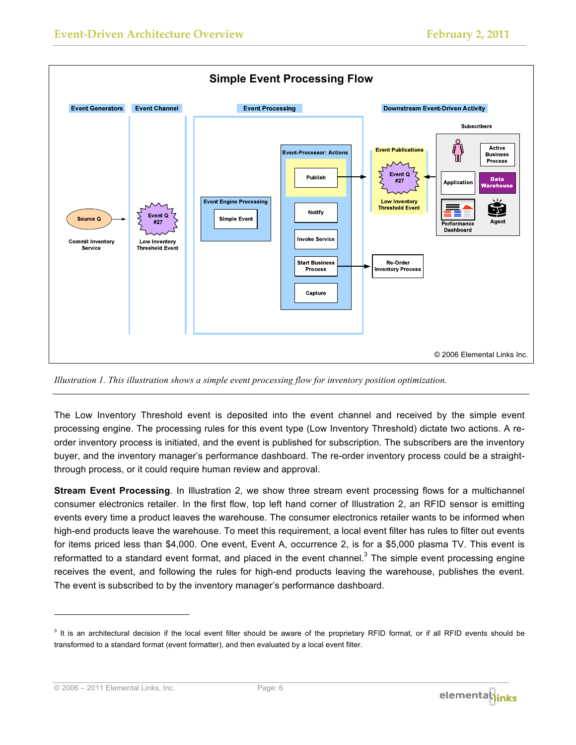**Simple Event Processing Flow**

Event Generators
Event Channel
Event Processing
Downstream Event-Driven Activity

Subscribers

Active Business Process
Application
Data Warehouse
Performance Dashboard
Agent

Event Publications
Event Q #27
Low Inventory Threshold Event

Event-Processor: Actions
Publish
Notify
Invoke Service
Start Business Process
Capture

Event Engine Processing
Simple Event

Re-Order Inventory Process

Source Q
Commit Inventory Service

Event Q #27
Low Inventory Threshold Event

© 2006 Elemental Links Inc.

*Illustration 1. This illustration shows a simple event processing flow for inventory position optimization.*

The Low Inventory Threshold event is deposited into the event channel and received by the simple event processing engine. The processing rules for this event type (Low Inventory Threshold) dictate two actions. A re-order inventory process is initiated, and the event is published for subscription. The subscribers are the inventory buyer, and the inventory manager's performance dashboard. The re-order inventory process could be a straight-through process, or it could require human review and approval.

**Stream Event Processing**. In Illustration 2, we show three stream event processing flows for a multichannel consumer electronics retailer. In the first flow, top left hand corner of Illustration 2, an RFID sensor is emitting events every time a product leaves the warehouse. The consumer electronics retailer wants to be informed when high-end products leave the warehouse. To meet this requirement, a local event filter has rules to filter out events for items priced less than $4,000. One event, Event A, occurrence 2, is for a $5,000 plasma TV. This event is reformatted to a standard event format, and placed in the event channel.[3] The simple event processing engine receives the event, and following the rules for high-end products leaving the warehouse, publishes the event. The event is subscribed to by the inventory manager's performance dashboard.

---

[3] It is an architectural decision if the local event filter should be aware of the proprietary RFID format, or if all RFID events should be transformed to a standard format (event formatter), and then evaluated by a local event filter.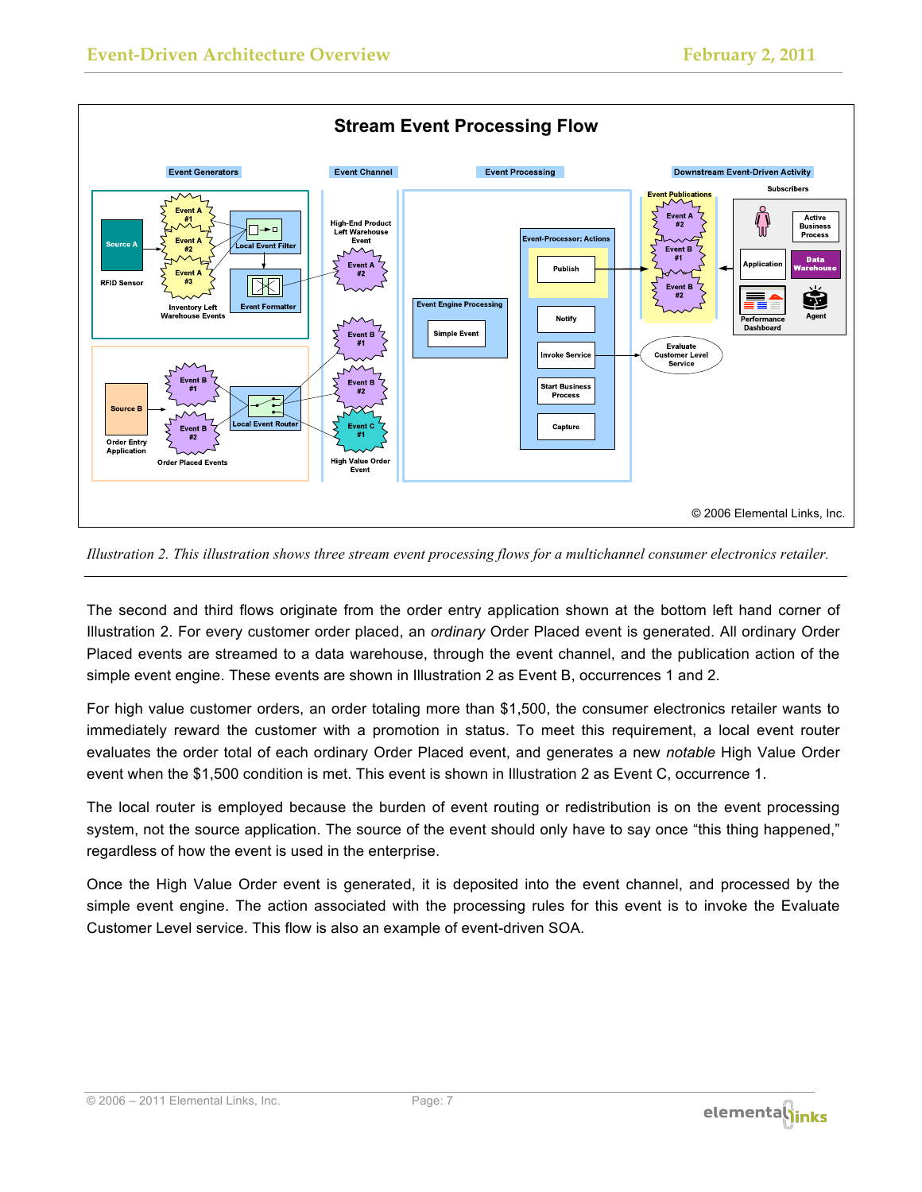**Stream Event Processing Flow**

Event Generators

Event Channel

Event Processing

Downstream Event-Driven Activity

Event A #1

Event A #2

Event A #3

Source A

RFID Sensor

Local Event Filter

Event Formatter

Inventory Left Warehouse Events

Event B #1

Event B #2

Source B

Order Entry Application

Local Event Router

Order Placed Events

High-End Product Left Warehouse Event

Event A #2

Event B #1

Event B #2

Event C #1

High Value Order Event

Event Engine Processing

Simple Event

Event-Processor: Actions

Publish

Notify

Invoke Service

Start Business Process

Capture

Event Publications

Event A #2

Event B #1

Event B #2

Evaluate Customer Level Service

Subscribers

Active Business Process

Application

Data Warehouse

Performance Dashboard

Agent

© 2006 Elemental Links, Inc.

*Illustration 2. This illustration shows three stream event processing flows for a multichannel consumer electronics retailer.*

The second and third flows originate from the order entry application shown at the bottom left hand corner of Illustration 2. For every customer order placed, an *ordinary* Order Placed event is generated. All ordinary Order Placed events are streamed to a data warehouse, through the event channel, and the publication action of the simple event engine. These events are shown in Illustration 2 as Event B, occurrences 1 and 2.

For high value customer orders, an order totaling more than $1,500, the consumer electronics retailer wants to immediately reward the customer with a promotion in status. To meet this requirement, a local event router evaluates the order total of each ordinary Order Placed event, and generates a new *notable* High Value Order event when the $1,500 condition is met. This event is shown in Illustration 2 as Event C, occurrence 1.

The local router is employed because the burden of event routing or redistribution is on the event processing system, not the source application. The source of the event should only have to say once “this thing happened,” regardless of how the event is used in the enterprise.

Once the High Value Order event is generated, it is deposited into the event channel, and processed by the simple event engine. The action associated with the processing rules for this event is to invoke the Evaluate Customer Level service. This flow is also an example of event-driven SOA.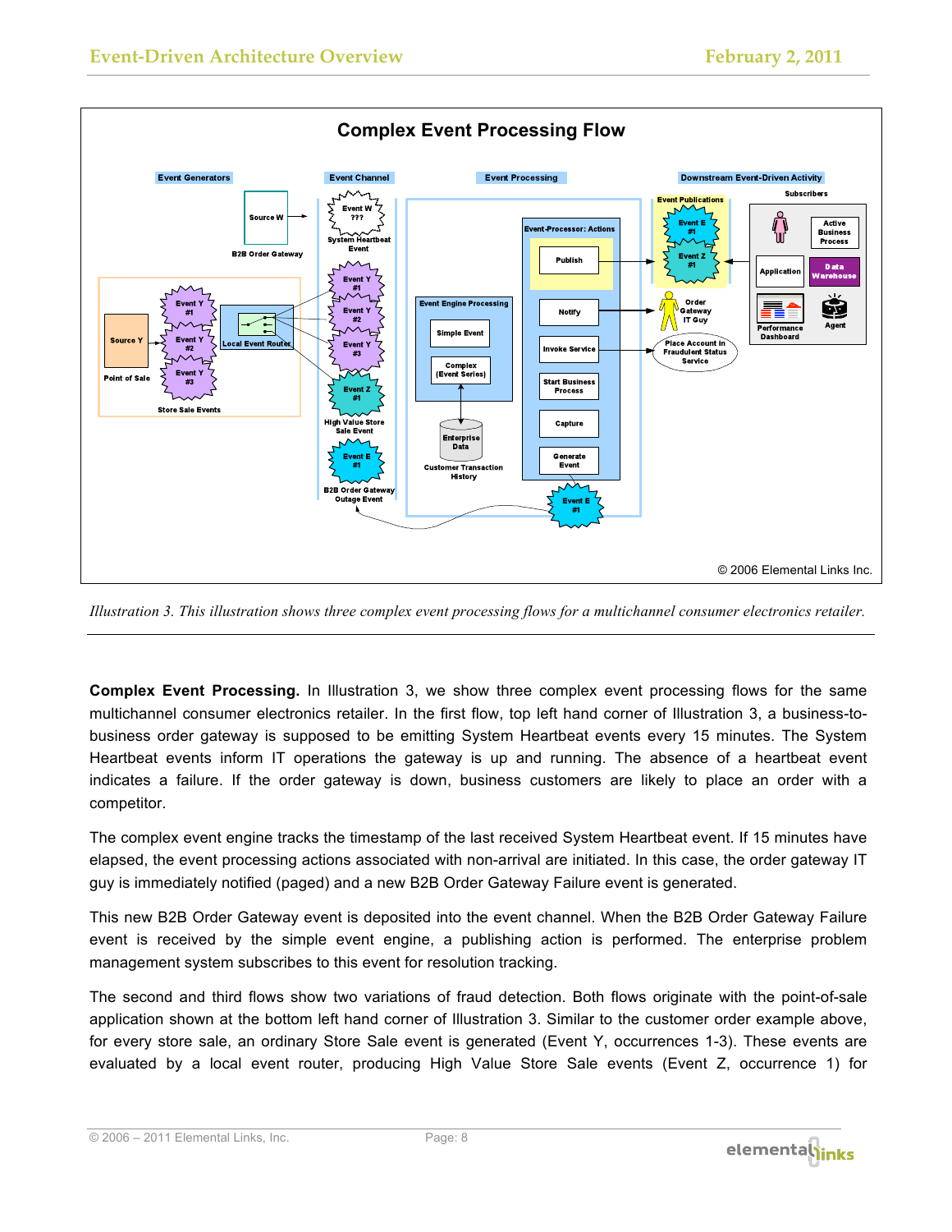Complex Event Processing Flow

Event Generators

Event Channel

Event Processing

Downstream Event-Driven Activity

Source W

B2B Order Gateway

Event W ???

System Heartbeat Event

Source Y

Point of Sale

Event Y #1

Event Y #2

Event Y #3

Local Event Router

Store Sale Events

Event Y #1

Event Y #2

Event Y #3

Event Z #1

High Value Store Sale Event

Event E #1

B2B Order Gateway Outage Event

Event Engine Processing

Simple Event

Complex (Event Series)

Enterprise Data

Customer Transaction History

Event-Processor: Actions

Publish

Notify

Invoke Service

Start Business Process

Capture

Generate Event

Event E #1

Event Publications

Event E #1

Event Z #1

Order Gateway IT Guy

Place Account in Fraudulent Status Service

Subscribers

Active Business Process

Application

Data Warehouse

Performance Dashboard

Agent

© 2006 Elemental Links Inc.

*Illustration 3. This illustration shows three complex event processing flows for a multichannel consumer electronics retailer.*

**Complex Event Processing.** In Illustration 3, we show three complex event processing flows for the same multichannel consumer electronics retailer. In the first flow, top left hand corner of Illustration 3, a business-to-business order gateway is supposed to be emitting System Heartbeat events every 15 minutes. The System Heartbeat events inform IT operations the gateway is up and running. The absence of a heartbeat event indicates a failure. If the order gateway is down, business customers are likely to place an order with a competitor.

The complex event engine tracks the timestamp of the last received System Heartbeat event. If 15 minutes have elapsed, the event processing actions associated with non-arrival are initiated. In this case, the order gateway IT guy is immediately notified (paged) and a new B2B Order Gateway Failure event is generated.

This new B2B Order Gateway event is deposited into the event channel. When the B2B Order Gateway Failure event is received by the simple event engine, a publishing action is performed. The enterprise problem management system subscribes to this event for resolution tracking.

The second and third flows show two variations of fraud detection. Both flows originate with the point-of-sale application shown at the bottom left hand corner of Illustration 3. Similar to the customer order example above, for every store sale, an ordinary Store Sale event is generated (Event Y, occurrences 1-3). These events are evaluated by a local event router, producing High Value Store Sale events (Event Z, occurrence 1) for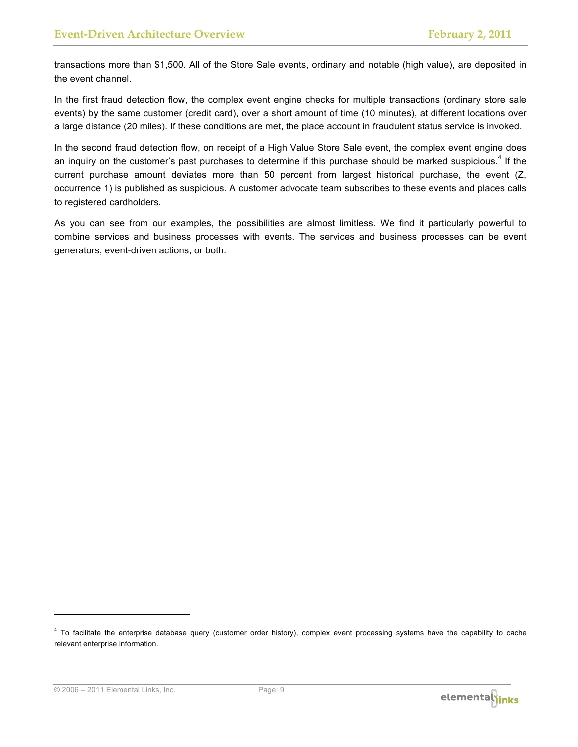transactions more than $1,500. All of the Store Sale events, ordinary and notable (high value), are deposited in the event channel.

In the first fraud detection flow, the complex event engine checks for multiple transactions (ordinary store sale events) by the same customer (credit card), over a short amount of time (10 minutes), at different locations over a large distance (20 miles). If these conditions are met, the place account in fraudulent status service is invoked.

In the second fraud detection flow, on receipt of a High Value Store Sale event, the complex event engine does an inquiry on the customer's past purchases to determine if this purchase should be marked suspicious.[4] If the current purchase amount deviates more than 50 percent from largest historical purchase, the event (Z, occurrence 1) is published as suspicious. A customer advocate team subscribes to these events and places calls to registered cardholders.

As you can see from our examples, the possibilities are almost limitless. We find it particularly powerful to combine services and business processes with events. The services and business processes can be event generators, event-driven actions, or both.

[4] To facilitate the enterprise database query (customer order history), complex event processing systems have the capability to cache relevant enterprise information.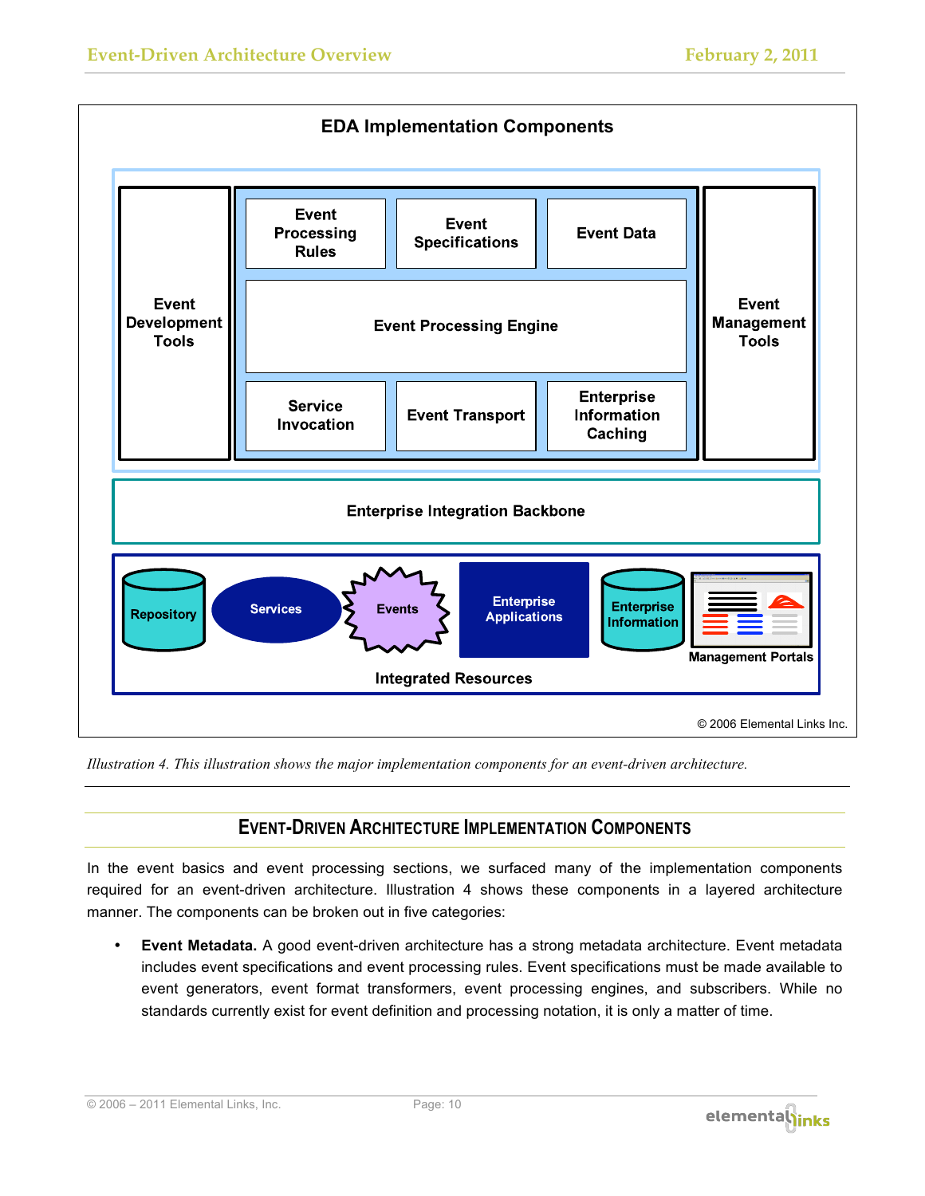EDA Implementation Components

Event Development Tools

Event Processing Rules

Event Specifications

Event Data

Event Processing Engine

Service Invocation

Event Transport

Enterprise Information Caching

Event Management Tools

Enterprise Integration Backbone

Repository

Services

Events

Enterprise Applications

Enterprise Information

Management Portals

Integrated Resources

© 2006 Elemental Links Inc.

*Illustration 4. This illustration shows the major implementation components for an event-driven architecture.*

## Event-Driven Architecture Implementation Components

In the event basics and event processing sections, we surfaced many of the implementation components required for an event-driven architecture. Illustration 4 shows these components in a layered architecture manner. The components can be broken out in five categories:

- **Event Metadata.** A good event-driven architecture has a strong metadata architecture. Event metadata includes event specifications and event processing rules. Event specifications must be made available to event generators, event format transformers, event processing engines, and subscribers. While no standards currently exist for event definition and processing notation, it is only a matter of time.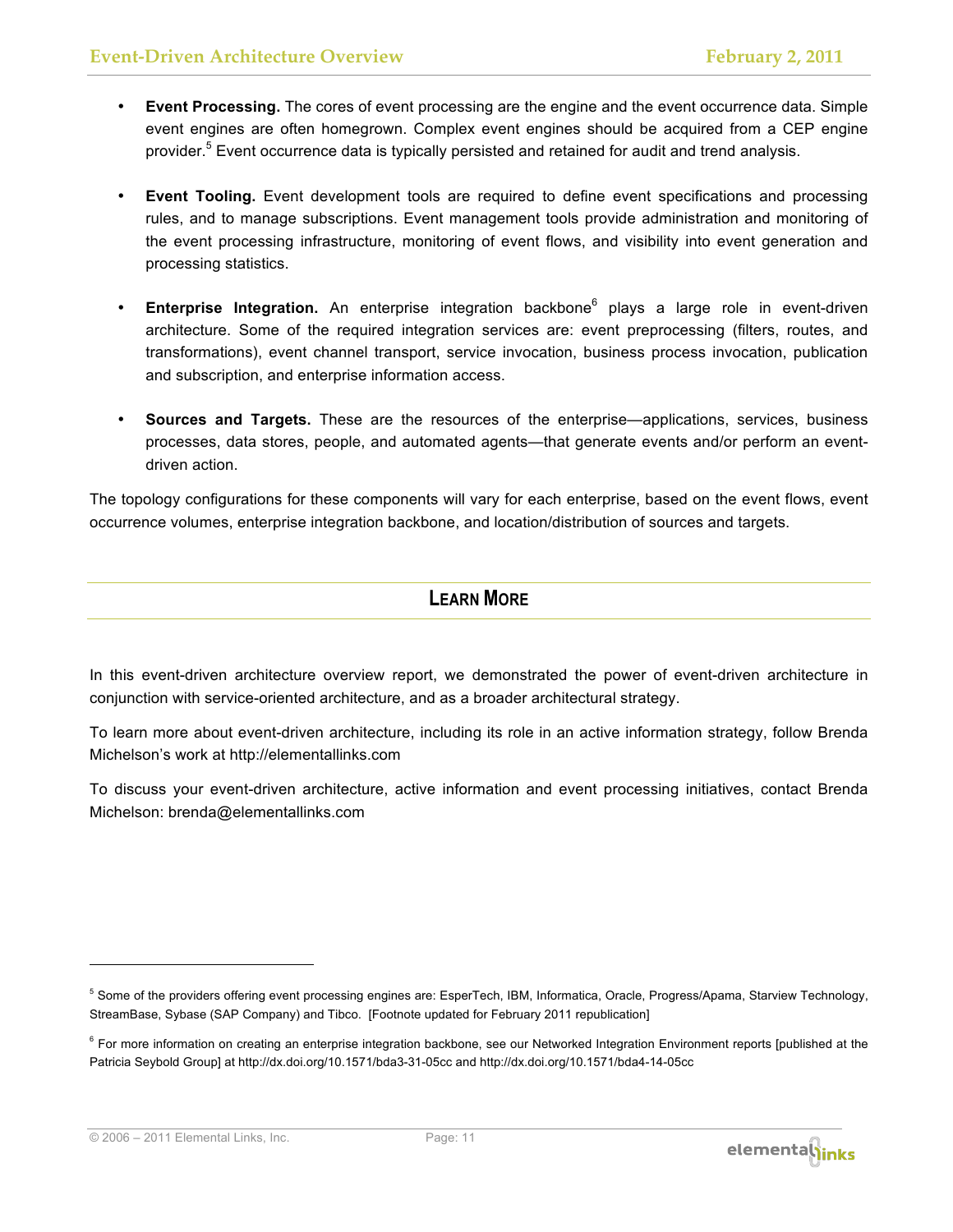- **Event Processing.** The cores of event processing are the engine and the event occurrence data. Simple event engines are often homegrown. Complex event engines should be acquired from a CEP engine provider.[5] Event occurrence data is typically persisted and retained for audit and trend analysis.

- **Event Tooling.** Event development tools are required to define event specifications and processing rules, and to manage subscriptions. Event management tools provide administration and monitoring of the event processing infrastructure, monitoring of event flows, and visibility into event generation and processing statistics.

- **Enterprise Integration.** An enterprise integration backbone[6] plays a large role in event-driven architecture. Some of the required integration services are: event preprocessing (filters, routes, and transformations), event channel transport, service invocation, business process invocation, publication and subscription, and enterprise information access.

- **Sources and Targets.** These are the resources of the enterprise—applications, services, business processes, data stores, people, and automated agents—that generate events and/or perform an event-driven action.

The topology configurations for these components will vary for each enterprise, based on the event flows, event occurrence volumes, enterprise integration backbone, and location/distribution of sources and targets.

## Learn More

In this event-driven architecture overview report, we demonstrated the power of event-driven architecture in conjunction with service-oriented architecture, and as a broader architectural strategy.

To learn more about event-driven architecture, including its role in an active information strategy, follow Brenda Michelson's work at http://elementallinks.com

To discuss your event-driven architecture, active information and event processing initiatives, contact Brenda Michelson: brenda@elementallinks.com

---

[5] Some of the providers offering event processing engines are: EsperTech, IBM, Informatica, Oracle, Progress/Apama, Starview Technology, StreamBase, Sybase (SAP Company) and Tibco. [Footnote updated for February 2011 republication]

[6] For more information on creating an enterprise integration backbone, see our Networked Integration Environment reports [published at the Patricia Seybold Group] at http://dx.doi.org/10.1571/bda3-31-05cc and http://dx.doi.org/10.1571/bda4-14-05cc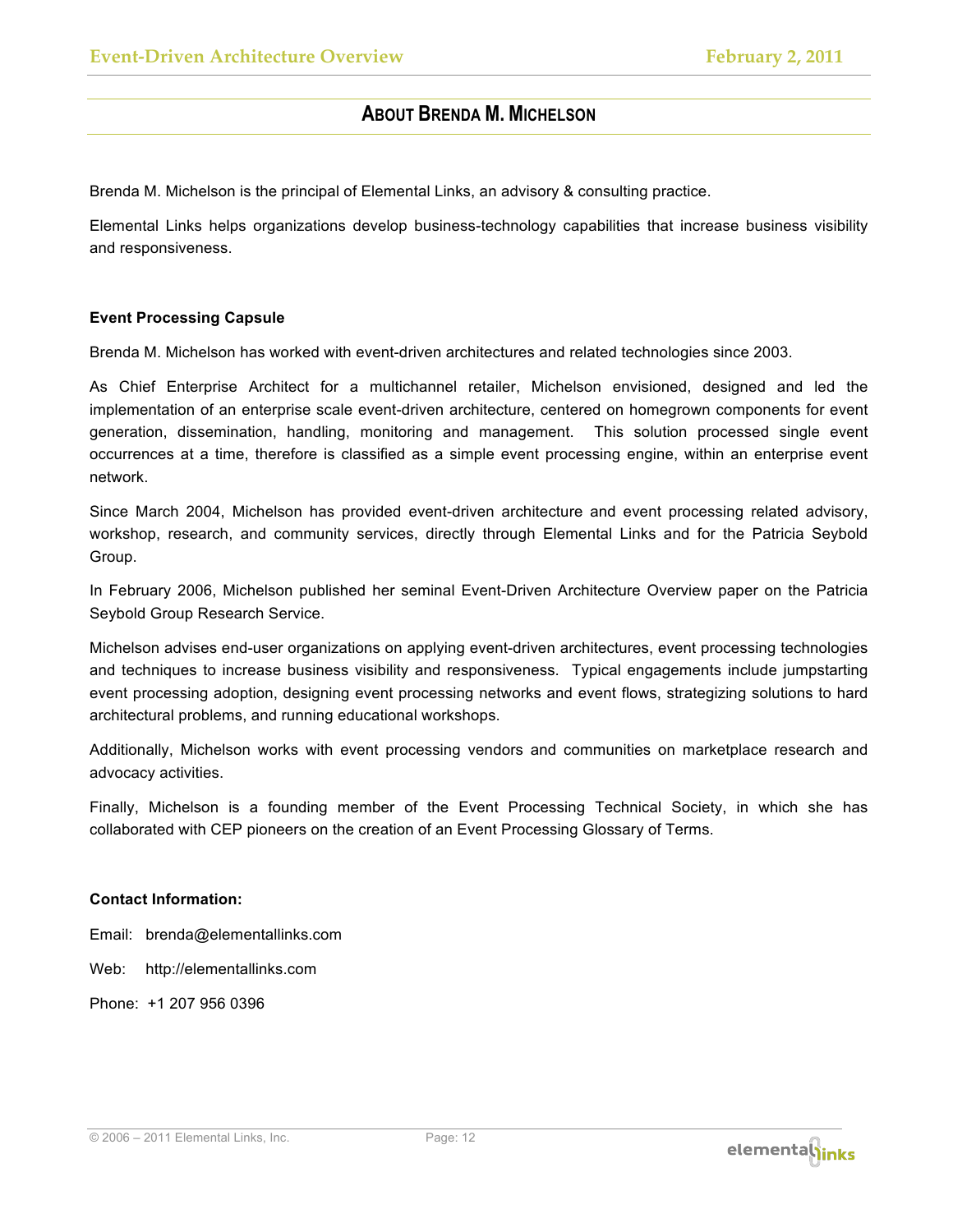## About Brenda M. Michelson

Brenda M. Michelson is the principal of Elemental Links, an advisory & consulting practice.

Elemental Links helps organizations develop business-technology capabilities that increase business visibility and responsiveness.

**Event Processing Capsule**

Brenda M. Michelson has worked with event-driven architectures and related technologies since 2003.

As Chief Enterprise Architect for a multichannel retailer, Michelson envisioned, designed and led the implementation of an enterprise scale event-driven architecture, centered on homegrown components for event generation, dissemination, handling, monitoring and management. This solution processed single event occurrences at a time, therefore is classified as a simple event processing engine, within an enterprise event network.

Since March 2004, Michelson has provided event-driven architecture and event processing related advisory, workshop, research, and community services, directly through Elemental Links and for the Patricia Seybold Group.

In February 2006, Michelson published her seminal Event-Driven Architecture Overview paper on the Patricia Seybold Group Research Service.

Michelson advises end-user organizations on applying event-driven architectures, event processing technologies and techniques to increase business visibility and responsiveness. Typical engagements include jumpstarting event processing adoption, designing event processing networks and event flows, strategizing solutions to hard architectural problems, and running educational workshops.

Additionally, Michelson works with event processing vendors and communities on marketplace research and advocacy activities.

Finally, Michelson is a founding member of the Event Processing Technical Society, in which she has collaborated with CEP pioneers on the creation of an Event Processing Glossary of Terms.

**Contact Information:**

Email: brenda@elementallinks.com

Web: http://elementallinks.com

Phone: +1 207 956 0396